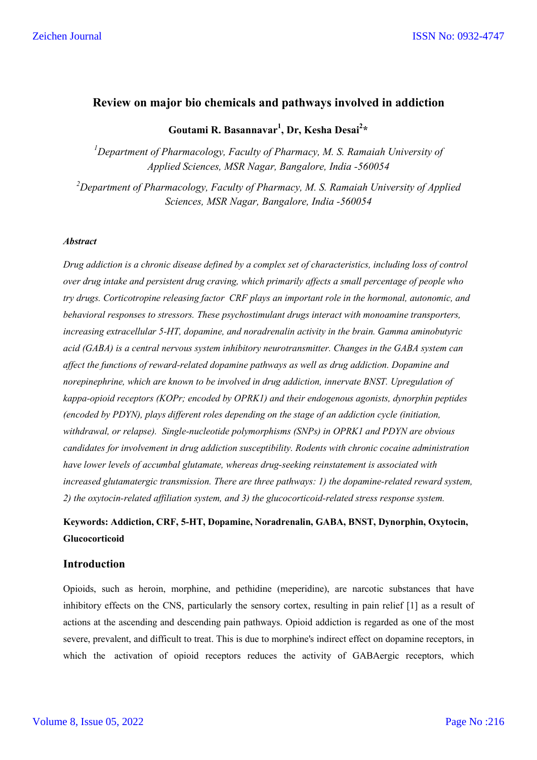# Review on major bio chemicals and pathways involved in addiction

**Goutami R. Basannavar[1], Dr, Kesha Desai[2]\***

*[1]Department of Pharmacology, Faculty of Pharmacy, M. S. Ramaiah University of Applied Sciences, MSR Nagar, Bangalore, India -560054*

*[2]Department of Pharmacology, Faculty of Pharmacy, M. S. Ramaiah University of Applied Sciences, MSR Nagar, Bangalore, India -560054*

***Abstract***

*Drug addiction is a chronic disease defined by a complex set of characteristics, including loss of control over drug intake and persistent drug craving, which primarily affects a small percentage of people who try drugs. Corticotropine releasing factor CRF plays an important role in the hormonal, autonomic, and behavioral responses to stressors. These psychostimulant drugs interact with monoamine transporters, increasing extracellular 5-HT, dopamine, and noradrenalin activity in the brain. Gamma aminobutyric acid (GABA) is a central nervous system inhibitory neurotransmitter. Changes in the GABA system can affect the functions of reward-related dopamine pathways as well as drug addiction. Dopamine and norepinephrine, which are known to be involved in drug addiction, innervate BNST. Upregulation of kappa-opioid receptors (KOPr; encoded by OPRK1) and their endogenous agonists, dynorphin peptides (encoded by PDYN), plays different roles depending on the stage of an addiction cycle (initiation, withdrawal, or relapse). Single-nucleotide polymorphisms (SNPs) in OPRK1 and PDYN are obvious candidates for involvement in drug addiction susceptibility. Rodents with chronic cocaine administration have lower levels of accumbal glutamate, whereas drug-seeking reinstatement is associated with increased glutamatergic transmission. There are three pathways: 1) the dopamine-related reward system, 2) the oxytocin-related affiliation system, and 3) the glucocorticoid-related stress response system.*

**Keywords: Addiction, CRF, 5-HT, Dopamine, Noradrenalin, GABA, BNST, Dynorphin, Oxytocin, Glucocorticoid**

## Introduction

Opioids, such as heroin, morphine, and pethidine (meperidine), are narcotic substances that have inhibitory effects on the CNS, particularly the sensory cortex, resulting in pain relief [1] as a result of actions at the ascending and descending pain pathways. Opioid addiction is regarded as one of the most severe, prevalent, and difficult to treat. This is due to morphine's indirect effect on dopamine receptors, in which the activation of opioid receptors reduces the activity of GABAergic receptors, which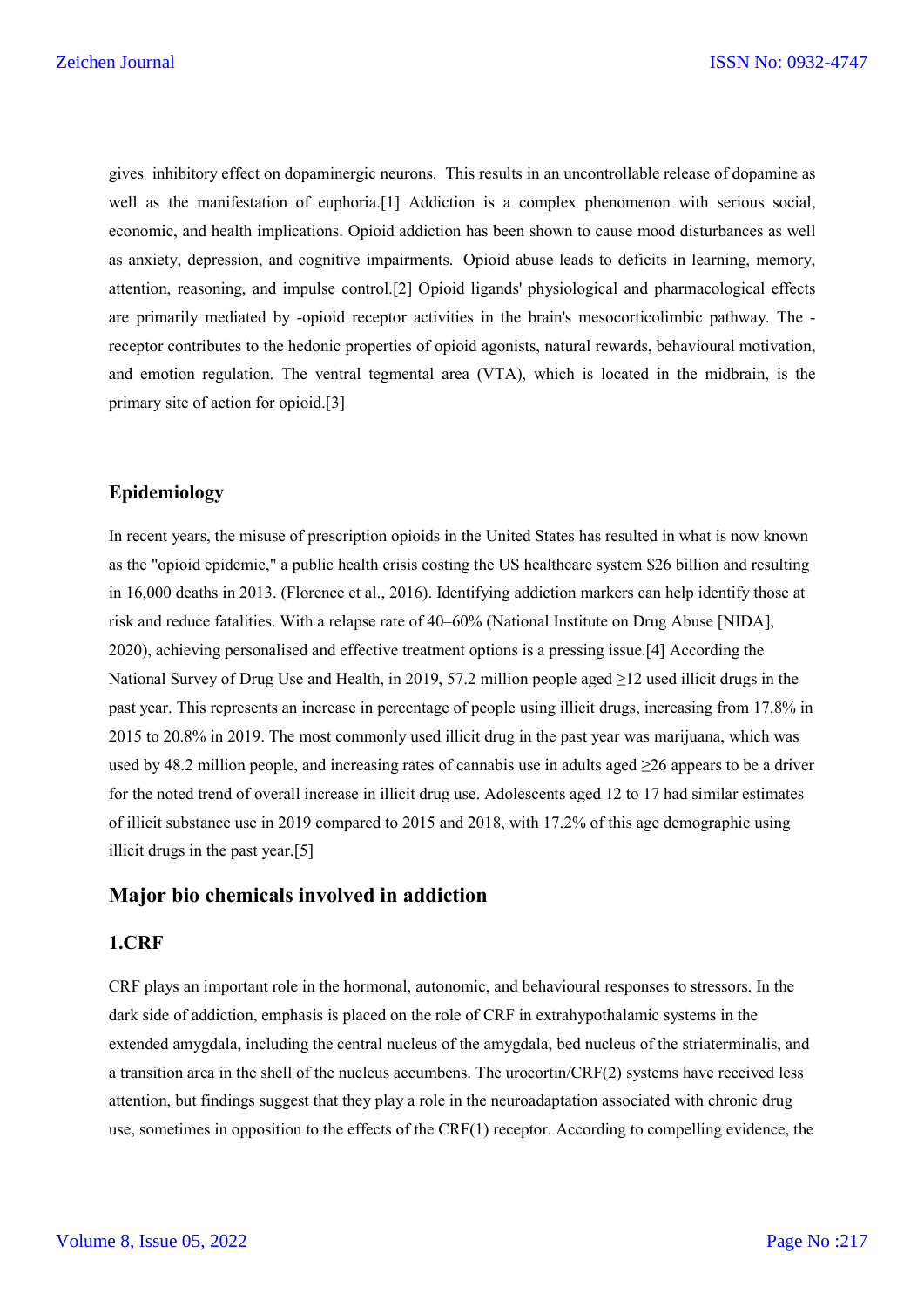gives inhibitory effect on dopaminergic neurons. This results in an uncontrollable release of dopamine as well as the manifestation of euphoria.[1] Addiction is a complex phenomenon with serious social, economic, and health implications. Opioid addiction has been shown to cause mood disturbances as well as anxiety, depression, and cognitive impairments. Opioid abuse leads to deficits in learning, memory, attention, reasoning, and impulse control.[2] Opioid ligands' physiological and pharmacological effects are primarily mediated by -opioid receptor activities in the brain's mesocorticolimbic pathway. The -receptor contributes to the hedonic properties of opioid agonists, natural rewards, behavioural motivation, and emotion regulation. The ventral tegmental area (VTA), which is located in the midbrain, is the primary site of action for opioid.[3]

## Epidemiology

In recent years, the misuse of prescription opioids in the United States has resulted in what is now known as the "opioid epidemic," a public health crisis costing the US healthcare system $26 billion and resulting in 16,000 deaths in 2013. (Florence et al., 2016). Identifying addiction markers can help identify those at risk and reduce fatalities. With a relapse rate of 40–60% (National Institute on Drug Abuse [NIDA], 2020), achieving personalised and effective treatment options is a pressing issue.[4] According the National Survey of Drug Use and Health, in 2019, 57.2 million people aged ≥12 used illicit drugs in the past year. This represents an increase in percentage of people using illicit drugs, increasing from 17.8% in 2015 to 20.8% in 2019. The most commonly used illicit drug in the past year was marijuana, which was used by 48.2 million people, and increasing rates of cannabis use in adults aged ≥26 appears to be a driver for the noted trend of overall increase in illicit drug use. Adolescents aged 12 to 17 had similar estimates of illicit substance use in 2019 compared to 2015 and 2018, with 17.2% of this age demographic using illicit drugs in the past year.[5]

## Major bio chemicals involved in addiction

### 1.CRF

CRF plays an important role in the hormonal, autonomic, and behavioural responses to stressors. In the dark side of addiction, emphasis is placed on the role of CRF in extrahypothalamic systems in the extended amygdala, including the central nucleus of the amygdala, bed nucleus of the striaterminalis, and a transition area in the shell of the nucleus accumbens. The urocortin/CRF(2) systems have received less attention, but findings suggest that they play a role in the neuroadaptation associated with chronic drug use, sometimes in opposition to the effects of the CRF(1) receptor. According to compelling evidence, the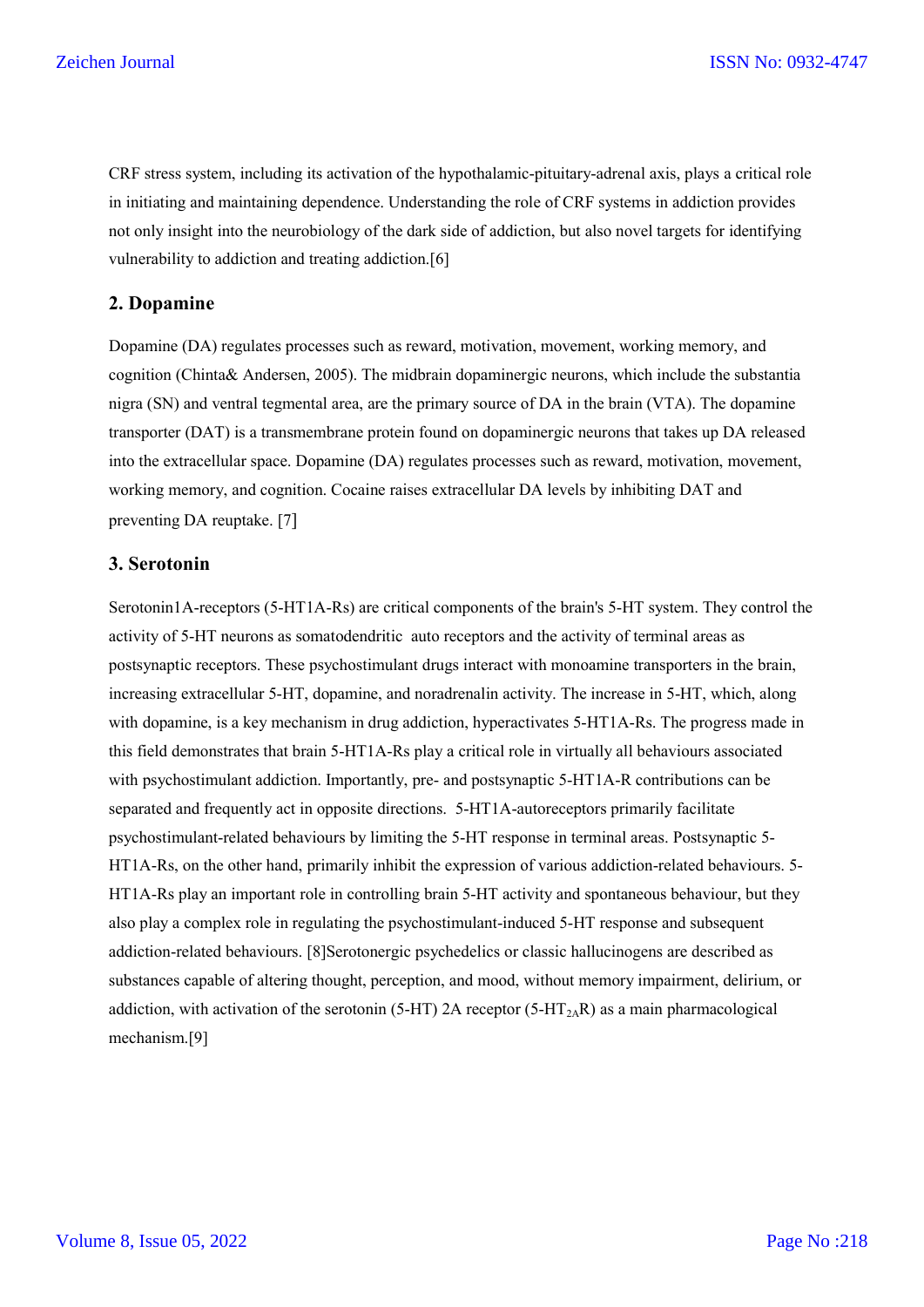CRF stress system, including its activation of the hypothalamic-pituitary-adrenal axis, plays a critical role in initiating and maintaining dependence. Understanding the role of CRF systems in addiction provides not only insight into the neurobiology of the dark side of addiction, but also novel targets for identifying vulnerability to addiction and treating addiction.[6]

## 2. Dopamine

Dopamine (DA) regulates processes such as reward, motivation, movement, working memory, and cognition (Chinta& Andersen, 2005). The midbrain dopaminergic neurons, which include the substantia nigra (SN) and ventral tegmental area, are the primary source of DA in the brain (VTA). The dopamine transporter (DAT) is a transmembrane protein found on dopaminergic neurons that takes up DA released into the extracellular space. Dopamine (DA) regulates processes such as reward, motivation, movement, working memory, and cognition. Cocaine raises extracellular DA levels by inhibiting DAT and preventing DA reuptake. [7]

## 3. Serotonin

Serotonin1A-receptors (5-HT1A-Rs) are critical components of the brain's 5-HT system. They control the activity of 5-HT neurons as somatodendritic auto receptors and the activity of terminal areas as postsynaptic receptors. These psychostimulant drugs interact with monoamine transporters in the brain, increasing extracellular 5-HT, dopamine, and noradrenalin activity. The increase in 5-HT, which, along with dopamine, is a key mechanism in drug addiction, hyperactivates 5-HT1A-Rs. The progress made in this field demonstrates that brain 5-HT1A-Rs play a critical role in virtually all behaviours associated with psychostimulant addiction. Importantly, pre- and postsynaptic 5-HT1A-R contributions can be separated and frequently act in opposite directions. 5-HT1A-autoreceptors primarily facilitate psychostimulant-related behaviours by limiting the 5-HT response in terminal areas. Postsynaptic 5-HT1A-Rs, on the other hand, primarily inhibit the expression of various addiction-related behaviours. 5-HT1A-Rs play an important role in controlling brain 5-HT activity and spontaneous behaviour, but they also play a complex role in regulating the psychostimulant-induced 5-HT response and subsequent addiction-related behaviours. [8]Serotonergic psychedelics or classic hallucinogens are described as substances capable of altering thought, perception, and mood, without memory impairment, delirium, or addiction, with activation of the serotonin (5-HT) 2A receptor (5-HT$_{2A}$R) as a main pharmacological mechanism.[9]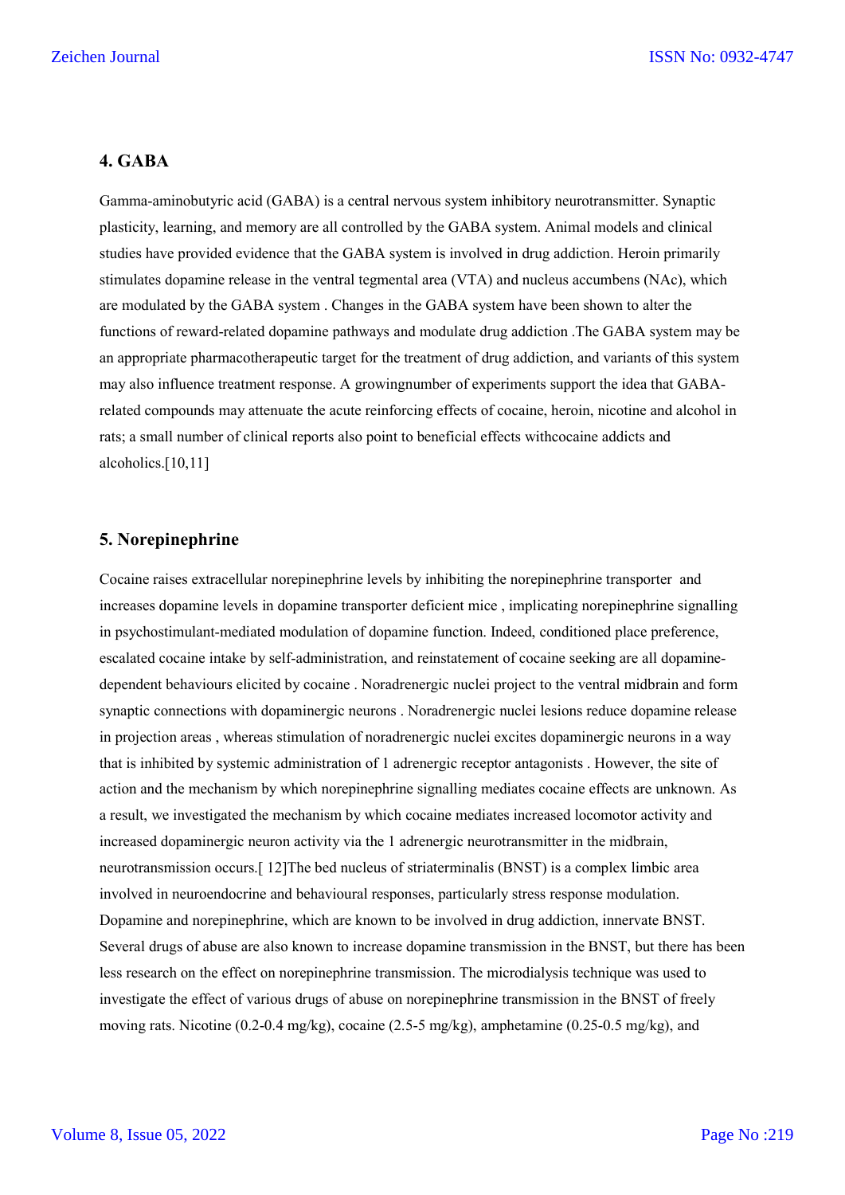## 4. GABA

Gamma-aminobutyric acid (GABA) is a central nervous system inhibitory neurotransmitter. Synaptic plasticity, learning, and memory are all controlled by the GABA system. Animal models and clinical studies have provided evidence that the GABA system is involved in drug addiction. Heroin primarily stimulates dopamine release in the ventral tegmental area (VTA) and nucleus accumbens (NAc), which are modulated by the GABA system . Changes in the GABA system have been shown to alter the functions of reward-related dopamine pathways and modulate drug addiction .The GABA system may be an appropriate pharmacotherapeutic target for the treatment of drug addiction, and variants of this system may also influence treatment response. A growingnumber of experiments support the idea that GABA-related compounds may attenuate the acute reinforcing effects of cocaine, heroin, nicotine and alcohol in rats; a small number of clinical reports also point to beneficial effects withcocaine addicts and alcoholics.[10,11]

## 5. Norepinephrine

Cocaine raises extracellular norepinephrine levels by inhibiting the norepinephrine transporter and increases dopamine levels in dopamine transporter deficient mice , implicating norepinephrine signalling in psychostimulant-mediated modulation of dopamine function. Indeed, conditioned place preference, escalated cocaine intake by self-administration, and reinstatement of cocaine seeking are all dopamine-dependent behaviours elicited by cocaine . Noradrenergic nuclei project to the ventral midbrain and form synaptic connections with dopaminergic neurons . Noradrenergic nuclei lesions reduce dopamine release in projection areas , whereas stimulation of noradrenergic nuclei excites dopaminergic neurons in a way that is inhibited by systemic administration of 1 adrenergic receptor antagonists . However, the site of action and the mechanism by which norepinephrine signalling mediates cocaine effects are unknown. As a result, we investigated the mechanism by which cocaine mediates increased locomotor activity and increased dopaminergic neuron activity via the 1 adrenergic neurotransmitter in the midbrain, neurotransmission occurs.[ 12]The bed nucleus of striaterminalis (BNST) is a complex limbic area involved in neuroendocrine and behavioural responses, particularly stress response modulation. Dopamine and norepinephrine, which are known to be involved in drug addiction, innervate BNST. Several drugs of abuse are also known to increase dopamine transmission in the BNST, but there has been less research on the effect on norepinephrine transmission. The microdialysis technique was used to investigate the effect of various drugs of abuse on norepinephrine transmission in the BNST of freely moving rats. Nicotine (0.2-0.4 mg/kg), cocaine (2.5-5 mg/kg), amphetamine (0.25-0.5 mg/kg), and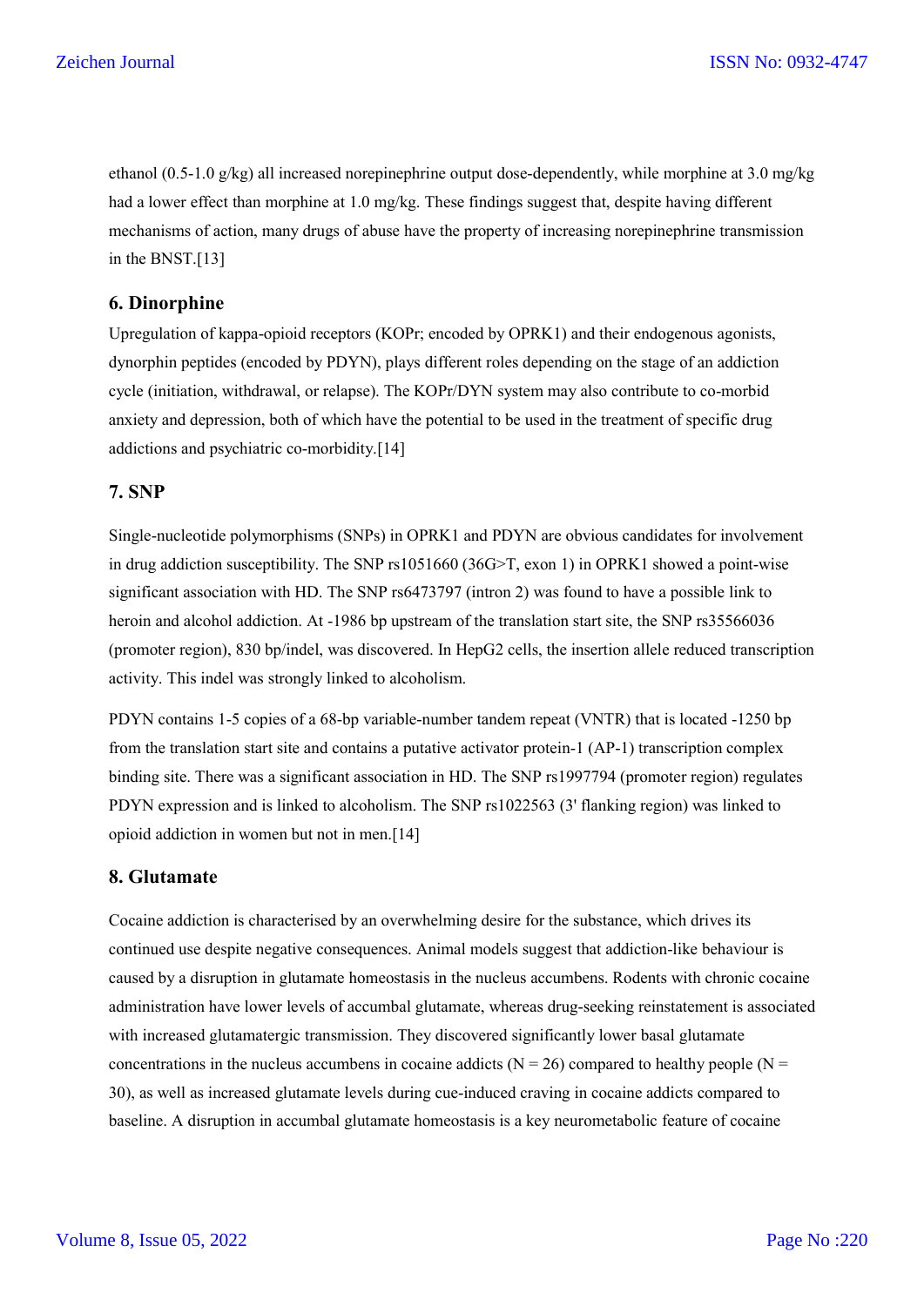ethanol (0.5-1.0 g/kg) all increased norepinephrine output dose-dependently, while morphine at 3.0 mg/kg had a lower effect than morphine at 1.0 mg/kg. These findings suggest that, despite having different mechanisms of action, many drugs of abuse have the property of increasing norepinephrine transmission in the BNST.[13]

## 6. Dinorphine

Upregulation of kappa-opioid receptors (KOPr; encoded by OPRK1) and their endogenous agonists, dynorphin peptides (encoded by PDYN), plays different roles depending on the stage of an addiction cycle (initiation, withdrawal, or relapse). The KOPr/DYN system may also contribute to co-morbid anxiety and depression, both of which have the potential to be used in the treatment of specific drug addictions and psychiatric co-morbidity.[14]

## 7. SNP

Single-nucleotide polymorphisms (SNPs) in OPRK1 and PDYN are obvious candidates for involvement in drug addiction susceptibility. The SNP rs1051660 (36G>T, exon 1) in OPRK1 showed a point-wise significant association with HD. The SNP rs6473797 (intron 2) was found to have a possible link to heroin and alcohol addiction. At -1986 bp upstream of the translation start site, the SNP rs35566036 (promoter region), 830 bp/indel, was discovered. In HepG2 cells, the insertion allele reduced transcription activity. This indel was strongly linked to alcoholism.

PDYN contains 1-5 copies of a 68-bp variable-number tandem repeat (VNTR) that is located -1250 bp from the translation start site and contains a putative activator protein-1 (AP-1) transcription complex binding site. There was a significant association in HD. The SNP rs1997794 (promoter region) regulates PDYN expression and is linked to alcoholism. The SNP rs1022563 (3' flanking region) was linked to opioid addiction in women but not in men.[14]

## 8. Glutamate

Cocaine addiction is characterised by an overwhelming desire for the substance, which drives its continued use despite negative consequences. Animal models suggest that addiction-like behaviour is caused by a disruption in glutamate homeostasis in the nucleus accumbens. Rodents with chronic cocaine administration have lower levels of accumbal glutamate, whereas drug-seeking reinstatement is associated with increased glutamatergic transmission. They discovered significantly lower basal glutamate concentrations in the nucleus accumbens in cocaine addicts (N = 26) compared to healthy people (N = 30), as well as increased glutamate levels during cue-induced craving in cocaine addicts compared to baseline. A disruption in accumbal glutamate homeostasis is a key neurometabolic feature of cocaine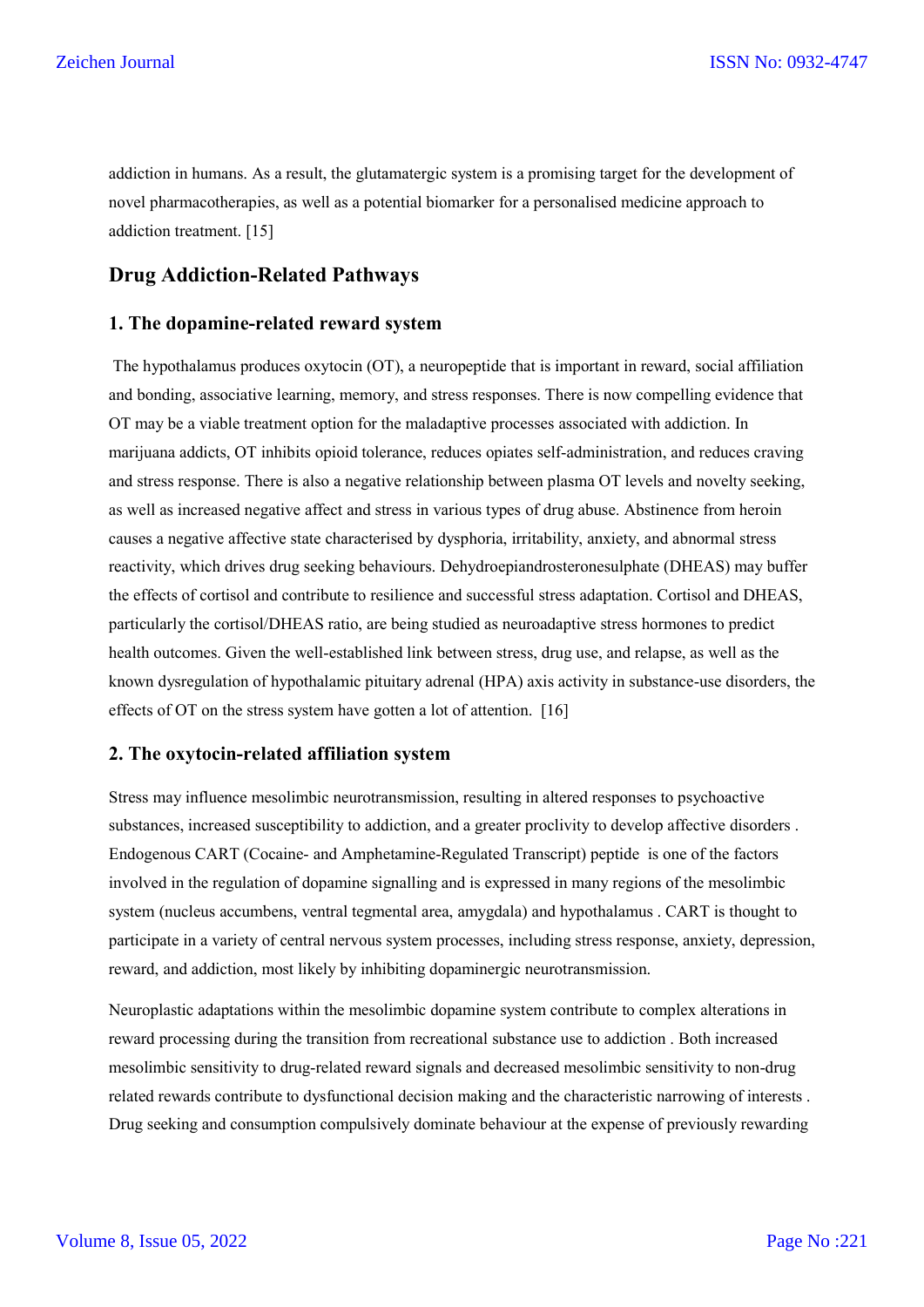addiction in humans. As a result, the glutamatergic system is a promising target for the development of novel pharmacotherapies, as well as a potential biomarker for a personalised medicine approach to addiction treatment. [15]

## Drug Addiction-Related Pathways

### 1. The dopamine-related reward system

The hypothalamus produces oxytocin (OT), a neuropeptide that is important in reward, social affiliation and bonding, associative learning, memory, and stress responses. There is now compelling evidence that OT may be a viable treatment option for the maladaptive processes associated with addiction. In marijuana addicts, OT inhibits opioid tolerance, reduces opiates self-administration, and reduces craving and stress response. There is also a negative relationship between plasma OT levels and novelty seeking, as well as increased negative affect and stress in various types of drug abuse. Abstinence from heroin causes a negative affective state characterised by dysphoria, irritability, anxiety, and abnormal stress reactivity, which drives drug seeking behaviours. Dehydroepiandrosteronesulphate (DHEAS) may buffer the effects of cortisol and contribute to resilience and successful stress adaptation. Cortisol and DHEAS, particularly the cortisol/DHEAS ratio, are being studied as neuroadaptive stress hormones to predict health outcomes. Given the well-established link between stress, drug use, and relapse, as well as the known dysregulation of hypothalamic pituitary adrenal (HPA) axis activity in substance-use disorders, the effects of OT on the stress system have gotten a lot of attention. [16]

### 2. The oxytocin-related affiliation system

Stress may influence mesolimbic neurotransmission, resulting in altered responses to psychoactive substances, increased susceptibility to addiction, and a greater proclivity to develop affective disorders . Endogenous CART (Cocaine- and Amphetamine-Regulated Transcript) peptide is one of the factors involved in the regulation of dopamine signalling and is expressed in many regions of the mesolimbic system (nucleus accumbens, ventral tegmental area, amygdala) and hypothalamus . CART is thought to participate in a variety of central nervous system processes, including stress response, anxiety, depression, reward, and addiction, most likely by inhibiting dopaminergic neurotransmission.

Neuroplastic adaptations within the mesolimbic dopamine system contribute to complex alterations in reward processing during the transition from recreational substance use to addiction . Both increased mesolimbic sensitivity to drug-related reward signals and decreased mesolimbic sensitivity to non-drug related rewards contribute to dysfunctional decision making and the characteristic narrowing of interests . Drug seeking and consumption compulsively dominate behaviour at the expense of previously rewarding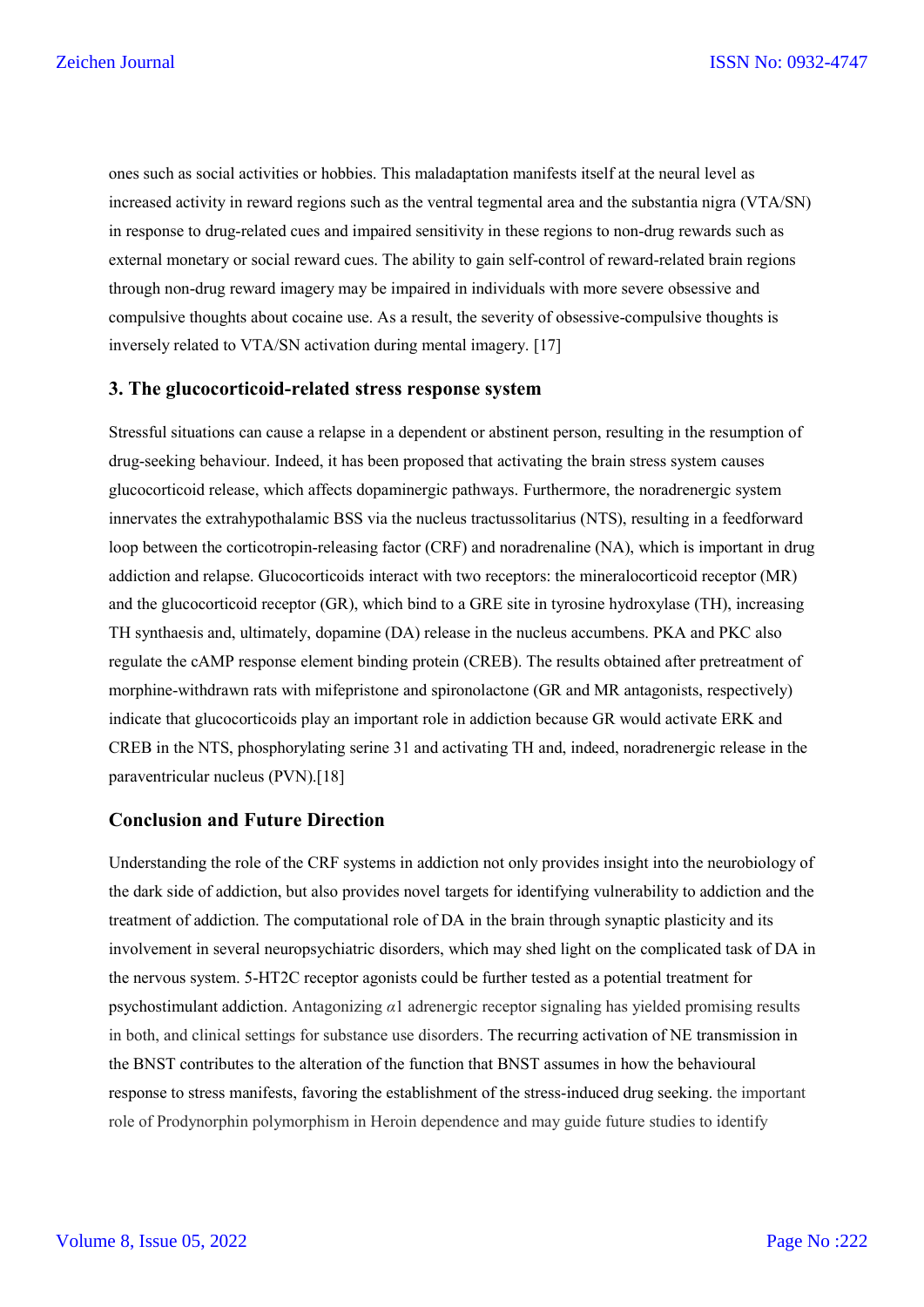ones such as social activities or hobbies. This maladaptation manifests itself at the neural level as increased activity in reward regions such as the ventral tegmental area and the substantia nigra (VTA/SN) in response to drug-related cues and impaired sensitivity in these regions to non-drug rewards such as external monetary or social reward cues. The ability to gain self-control of reward-related brain regions through non-drug reward imagery may be impaired in individuals with more severe obsessive and compulsive thoughts about cocaine use. As a result, the severity of obsessive-compulsive thoughts is inversely related to VTA/SN activation during mental imagery. [17]

### 3. The glucocorticoid-related stress response system

Stressful situations can cause a relapse in a dependent or abstinent person, resulting in the resumption of drug-seeking behaviour. Indeed, it has been proposed that activating the brain stress system causes glucocorticoid release, which affects dopaminergic pathways. Furthermore, the noradrenergic system innervates the extrahypothalamic BSS via the nucleus tractussolitarius (NTS), resulting in a feedforward loop between the corticotropin-releasing factor (CRF) and noradrenaline (NA), which is important in drug addiction and relapse. Glucocorticoids interact with two receptors: the mineralocorticoid receptor (MR) and the glucocorticoid receptor (GR), which bind to a GRE site in tyrosine hydroxylase (TH), increasing TH synthaesis and, ultimately, dopamine (DA) release in the nucleus accumbens. PKA and PKC also regulate the cAMP response element binding protein (CREB). The results obtained after pretreatment of morphine-withdrawn rats with mifepristone and spironolactone (GR and MR antagonists, respectively) indicate that glucocorticoids play an important role in addiction because GR would activate ERK and CREB in the NTS, phosphorylating serine 31 and activating TH and, indeed, noradrenergic release in the paraventricular nucleus (PVN).[18]

### Conclusion and Future Direction

Understanding the role of the CRF systems in addiction not only provides insight into the neurobiology of the dark side of addiction, but also provides novel targets for identifying vulnerability to addiction and the treatment of addiction. The computational role of DA in the brain through synaptic plasticity and its involvement in several neuropsychiatric disorders, which may shed light on the complicated task of DA in the nervous system. 5-HT2C receptor agonists could be further tested as a potential treatment for psychostimulant addiction. Antagonizing $\alpha 1$ adrenergic receptor signaling has yielded promising results in both, and clinical settings for substance use disorders. The recurring activation of NE transmission in the BNST contributes to the alteration of the function that BNST assumes in how the behavioural response to stress manifests, favoring the establishment of the stress-induced drug seeking. the important role of Prodynorphin polymorphism in Heroin dependence and may guide future studies to identify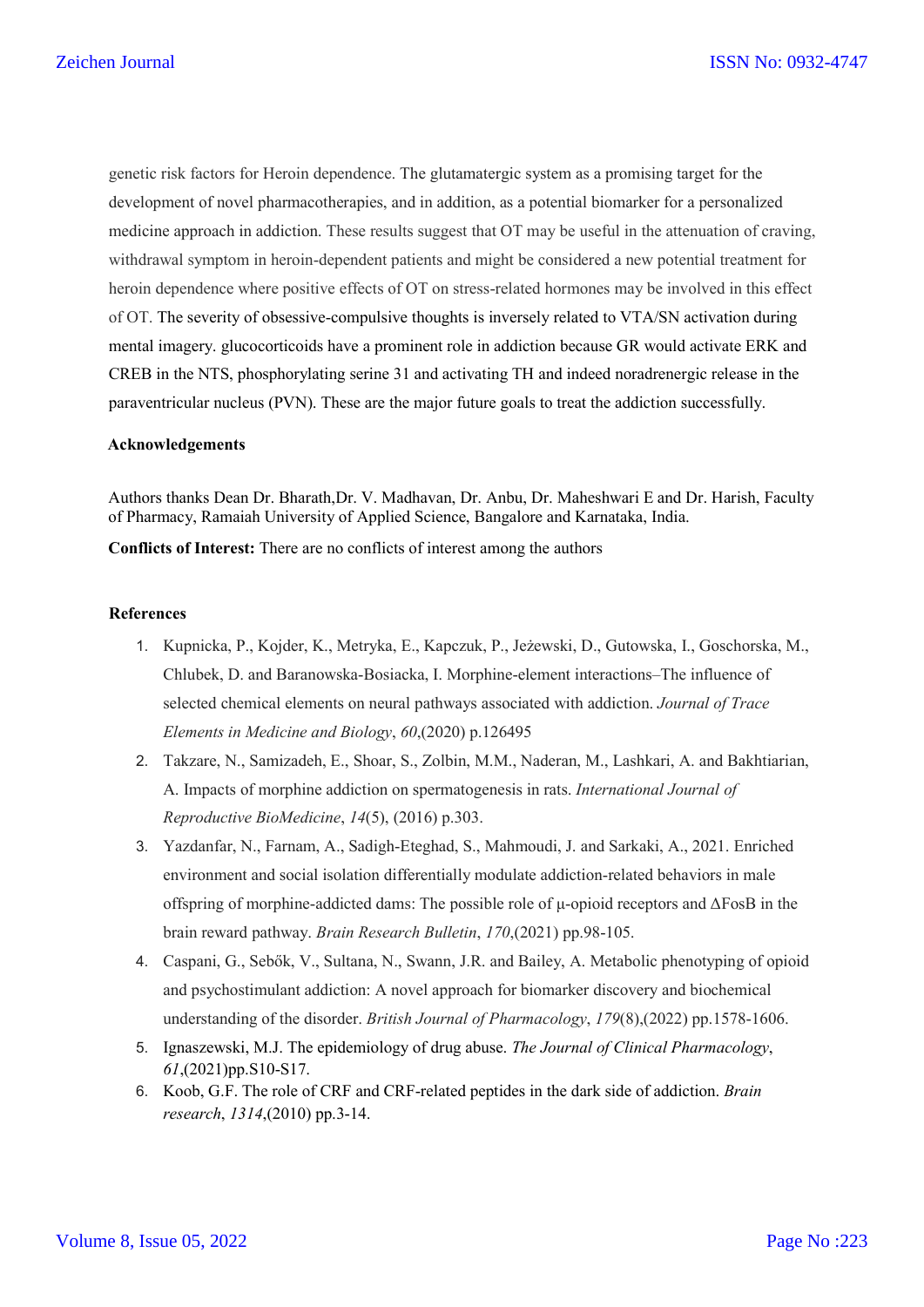genetic risk factors for Heroin dependence. The glutamatergic system as a promising target for the development of novel pharmacotherapies, and in addition, as a potential biomarker for a personalized medicine approach in addiction. These results suggest that OT may be useful in the attenuation of craving, withdrawal symptom in heroin-dependent patients and might be considered a new potential treatment for heroin dependence where positive effects of OT on stress-related hormones may be involved in this effect of OT. The severity of obsessive-compulsive thoughts is inversely related to VTA/SN activation during mental imagery. glucocorticoids have a prominent role in addiction because GR would activate ERK and CREB in the NTS, phosphorylating serine 31 and activating TH and indeed noradrenergic release in the paraventricular nucleus (PVN). These are the major future goals to treat the addiction successfully.

**Acknowledgements**

Authors thanks Dean Dr. Bharath,Dr. V. Madhavan, Dr. Anbu, Dr. Maheshwari E and Dr. Harish, Faculty of Pharmacy, Ramaiah University of Applied Science, Bangalore and Karnataka, India.

**Conflicts of Interest:** There are no conflicts of interest among the authors

**References**

1. Kupnicka, P., Kojder, K., Metryka, E., Kapczuk, P., Jeżewski, D., Gutowska, I., Goschorska, M., Chlubek, D. and Baranowska-Bosiacka, I. Morphine-element interactions–The influence of selected chemical elements on neural pathways associated with addiction. *Journal of Trace Elements in Medicine and Biology*, *60*,(2020) p.126495
2. Takzare, N., Samizadeh, E., Shoar, S., Zolbin, M.M., Naderan, M., Lashkari, A. and Bakhtiarian, A. Impacts of morphine addiction on spermatogenesis in rats. *International Journal of Reproductive BioMedicine*, *14*(5), (2016) p.303.
3. Yazdanfar, N., Farnam, A., Sadigh-Eteghad, S., Mahmoudi, J. and Sarkaki, A., 2021. Enriched environment and social isolation differentially modulate addiction-related behaviors in male offspring of morphine-addicted dams: The possible role of μ-opioid receptors and ΔFosB in the brain reward pathway. *Brain Research Bulletin*, *170*,(2021) pp.98-105.
4. Caspani, G., Sebők, V., Sultana, N., Swann, J.R. and Bailey, A. Metabolic phenotyping of opioid and psychostimulant addiction: A novel approach for biomarker discovery and biochemical understanding of the disorder. *British Journal of Pharmacology*, *179*(8),(2022) pp.1578-1606.
5. Ignaszewski, M.J. The epidemiology of drug abuse. *The Journal of Clinical Pharmacology*, *61*,(2021)pp.S10-S17.
6. Koob, G.F. The role of CRF and CRF-related peptides in the dark side of addiction. *Brain research*, *1314*,(2010) pp.3-14.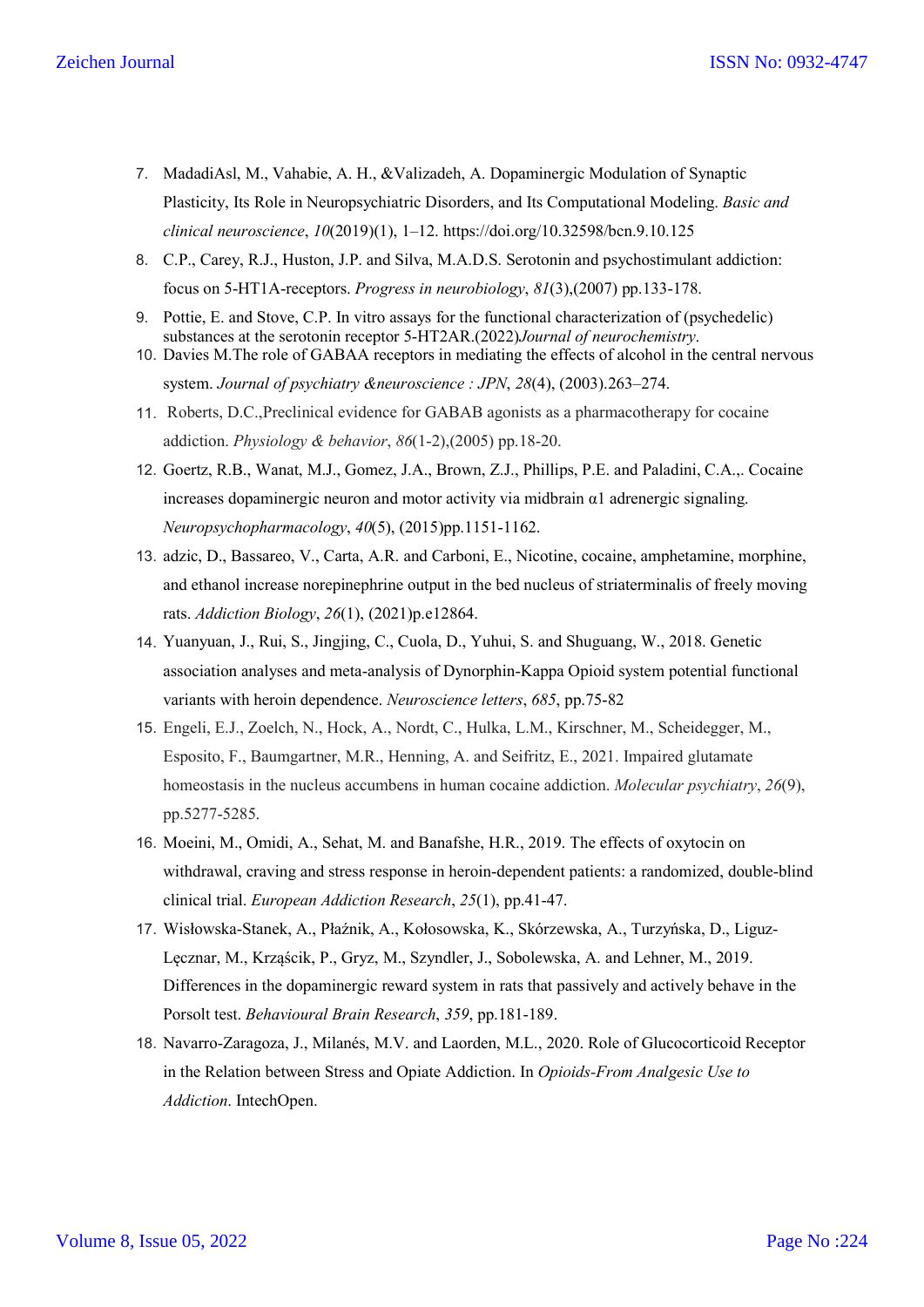7. MadadiAsl, M., Vahabie, A. H., &Valizadeh, A. Dopaminergic Modulation of Synaptic Plasticity, Its Role in Neuropsychiatric Disorders, and Its Computational Modeling. *Basic and clinical neuroscience*, *10*(2019)(1), 1–12. https://doi.org/10.32598/bcn.9.10.125
8. C.P., Carey, R.J., Huston, J.P. and Silva, M.A.D.S. Serotonin and psychostimulant addiction: focus on 5-HT1A-receptors. *Progress in neurobiology*, *81*(3),(2007) pp.133-178.
9. Pottie, E. and Stove, C.P. In vitro assays for the functional characterization of (psychedelic) substances at the serotonin receptor 5-HT2AR.(2022)*Journal of neurochemistry*.
10. Davies M.The role of GABAA receptors in mediating the effects of alcohol in the central nervous system. *Journal of psychiatry &neuroscience : JPN*, *28*(4), (2003).263–274.
11. Roberts, D.C.,Preclinical evidence for GABAB agonists as a pharmacotherapy for cocaine addiction. *Physiology & behavior*, *86*(1-2),(2005) pp.18-20.
12. Goertz, R.B., Wanat, M.J., Gomez, J.A., Brown, Z.J., Phillips, P.E. and Paladini, C.A.,. Cocaine increases dopaminergic neuron and motor activity via midbrain α1 adrenergic signaling. *Neuropsychopharmacology*, *40*(5), (2015)pp.1151-1162.
13. adzic, D., Bassareo, V., Carta, A.R. and Carboni, E., Nicotine, cocaine, amphetamine, morphine, and ethanol increase norepinephrine output in the bed nucleus of striaterminalis of freely moving rats. *Addiction Biology*, *26*(1), (2021)p.e12864.
14. Yuanyuan, J., Rui, S., Jingjing, C., Cuola, D., Yuhui, S. and Shuguang, W., 2018. Genetic association analyses and meta-analysis of Dynorphin-Kappa Opioid system potential functional variants with heroin dependence. *Neuroscience letters*, *685*, pp.75-82
15. Engeli, E.J., Zoelch, N., Hock, A., Nordt, C., Hulka, L.M., Kirschner, M., Scheidegger, M., Esposito, F., Baumgartner, M.R., Henning, A. and Seifritz, E., 2021. Impaired glutamate homeostasis in the nucleus accumbens in human cocaine addiction. *Molecular psychiatry*, *26*(9), pp.5277-5285.
16. Moeini, M., Omidi, A., Sehat, M. and Banafshe, H.R., 2019. The effects of oxytocin on withdrawal, craving and stress response in heroin-dependent patients: a randomized, double-blind clinical trial. *European Addiction Research*, *25*(1), pp.41-47.
17. Wisłowska-Stanek, A., Płaźnik, A., Kołosowska, K., Skórzewska, A., Turzyńska, D., Liguz-Lęcznar, M., Krząścik, P., Gryz, M., Szyndler, J., Sobolewska, A. and Lehner, M., 2019. Differences in the dopaminergic reward system in rats that passively and actively behave in the Porsolt test. *Behavioural Brain Research*, *359*, pp.181-189.
18. Navarro-Zaragoza, J., Milanés, M.V. and Laorden, M.L., 2020. Role of Glucocorticoid Receptor in the Relation between Stress and Opiate Addiction. In *Opioids-From Analgesic Use to Addiction*. IntechOpen.